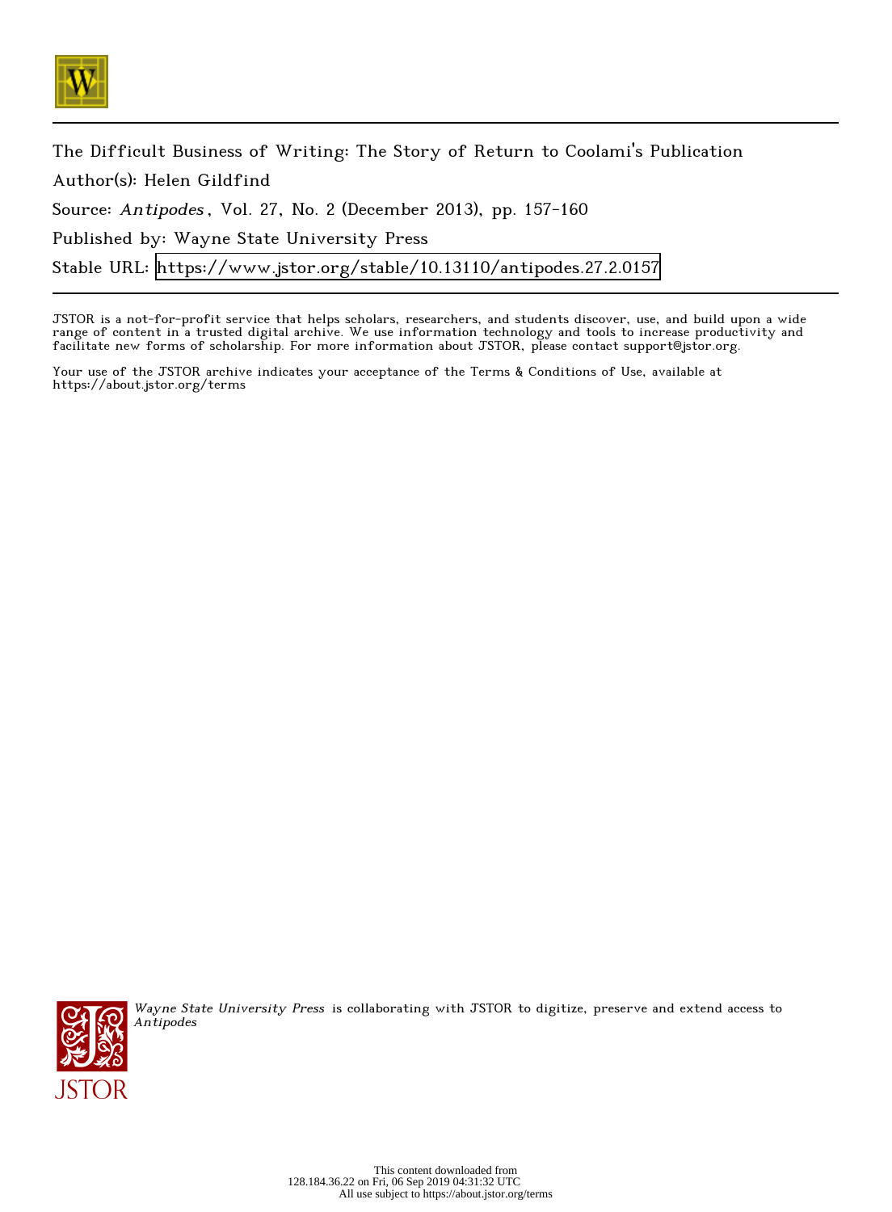The Difficult Business of Writing: The Story of Return to Coolami's Publication

Author(s): Helen Gildfind

Source: *Antipodes*, Vol. 27, No. 2 (December 2013), pp. 157-160

Published by: Wayne State University Press

Stable URL: https://www.jstor.org/stable/10.13110/antipodes.27.2.0157

JSTOR is a not-for-profit service that helps scholars, researchers, and students discover, use, and build upon a wide range of content in a trusted digital archive. We use information technology and tools to increase productivity and facilitate new forms of scholarship. For more information about JSTOR, please contact support@jstor.org.

Your use of the JSTOR archive indicates your acceptance of the Terms & Conditions of Use, available at https://about.jstor.org/terms

*Wayne State University Press* is collaborating with JSTOR to digitize, preserve and extend access to *Antipodes*

This content downloaded from 128.184.36.22 on Fri, 06 Sep 2019 04:31:32 UTC
All use subject to https://about.jstor.org/terms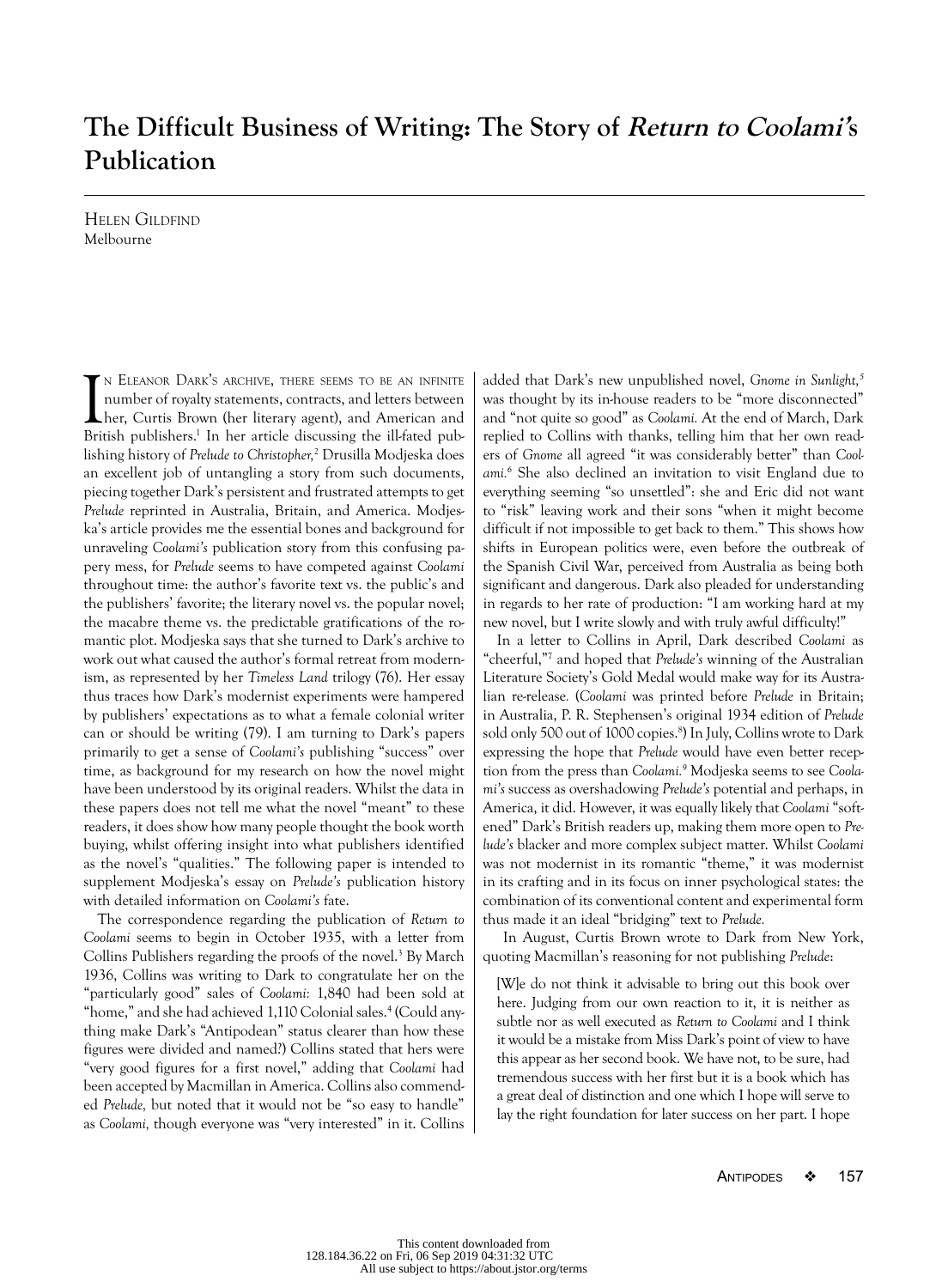# The Difficult Business of Writing: The Story of *Return to Coolami*'s Publication

Helen Gildfind
Melbourne

In Eleanor Dark's archive, there seems to be an infinite number of royalty statements, contracts, and letters between her, Curtis Brown (her literary agent), and American and British publishers.[1] In her article discussing the ill-fated publishing history of *Prelude to Christopher*,[2] Drusilla Modjeska does an excellent job of untangling a story from such documents, piecing together Dark's persistent and frustrated attempts to get *Prelude* reprinted in Australia, Britain, and America. Modjeska's article provides me the essential bones and background for unraveling *Coolami's* publication story from this confusing papery mess, for *Prelude* seems to have competed against *Coolami* throughout time: the author's favorite text vs. the public's and the publishers' favorite; the literary novel vs. the popular novel; the macabre theme vs. the predictable gratifications of the romantic plot. Modjeska says that she turned to Dark's archive to work out what caused the author's formal retreat from modernism, as represented by her *Timeless Land* trilogy (76). Her essay thus traces how Dark's modernist experiments were hampered by publishers' expectations as to what a female colonial writer can or should be writing (79). I am turning to Dark's papers primarily to get a sense of *Coolami's* publishing "success" over time, as background for my research on how the novel might have been understood by its original readers. Whilst the data in these papers does not tell me what the novel "meant" to these readers, it does show how many people thought the book worth buying, whilst offering insight into what publishers identified as the novel's "qualities." The following paper is intended to supplement Modjeska's essay on *Prelude's* publication history with detailed information on *Coolami's* fate.

The correspondence regarding the publication of *Return to Coolami* seems to begin in October 1935, with a letter from Collins Publishers regarding the proofs of the novel.[3] By March 1936, Collins was writing to Dark to congratulate her on the "particularly good" sales of *Coolami:* 1,840 had been sold at "home," and she had achieved 1,110 Colonial sales.[4] (Could anything make Dark's "Antipodean" status clearer than how these figures were divided and named?) Collins stated that hers were "very good figures for a first novel," adding that *Coolami* had been accepted by Macmillan in America. Collins also commended *Prelude,* but noted that it would not be "so easy to handle" as *Coolami,* though everyone was "very interested" in it. Collins added that Dark's new unpublished novel, *Gnome in Sunlight,*[5] was thought by its in-house readers to be "more disconnected" and "not quite so good" as *Coolami.* At the end of March, Dark replied to Collins with thanks, telling him that her own readers of *Gnome* all agreed "it was considerably better" than *Coolami.*[6] She also declined an invitation to visit England due to everything seeming "so unsettled": she and Eric did not want to "risk" leaving work and their sons "when it might become difficult if not impossible to get back to them." This shows how shifts in European politics were, even before the outbreak of the Spanish Civil War, perceived from Australia as being both significant and dangerous. Dark also pleaded for understanding in regards to her rate of production: "I am working hard at my new novel, but I write slowly and with truly awful difficulty!"

In a letter to Collins in April, Dark described *Coolami* as "cheerful,"[7] and hoped that *Prelude's* winning of the Australian Literature Society's Gold Medal would make way for its Australian re-release. (*Coolami* was printed before *Prelude* in Britain; in Australia, P. R. Stephensen's original 1934 edition of *Prelude* sold only 500 out of 1000 copies.[8]) In July, Collins wrote to Dark expressing the hope that *Prelude* would have even better reception from the press than *Coolami.*[9] Modjeska seems to see *Coolami's* success as overshadowing *Prelude's* potential and perhaps, in America, it did. However, it was equally likely that *Coolami* "softened" Dark's British readers up, making them more open to *Prelude's* blacker and more complex subject matter. Whilst *Coolami* was not modernist in its romantic "theme," it was modernist in its crafting and in its focus on inner psychological states: the combination of its conventional content and experimental form thus made it an ideal "bridging" text to *Prelude.*

In August, Curtis Brown wrote to Dark from New York, quoting Macmillan's reasoning for not publishing *Prelude*:

> [W]e do not think it advisable to bring out this book over here. Judging from our own reaction to it, it is neither as subtle nor as well executed as *Return to Coolami* and I think it would be a mistake from Miss Dark's point of view to have this appear as her second book. We have not, to be sure, had tremendous success with her first but it is a book which has a great deal of distinction and one which I hope will serve to lay the right foundation for later success on her part. I hope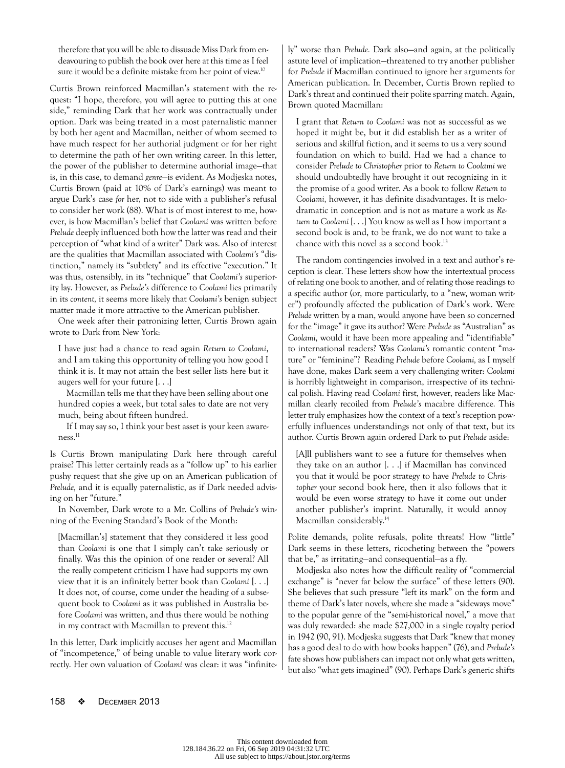therefore that you will be able to dissuade Miss Dark from endeavouring to publish the book over here at this time as I feel sure it would be a definite mistake from her point of view.[10]

Curtis Brown reinforced Macmillan's statement with the request: "I hope, therefore, you will agree to putting this at one side," reminding Dark that her work was contractually under option. Dark was being treated in a most paternalistic manner by both her agent and Macmillan, neither of whom seemed to have much respect for her authorial judgment or for her right to determine the path of her own writing career. In this letter, the power of the publisher to determine authorial image—that is, in this case, to demand *genre*—is evident. As Modjeska notes, Curtis Brown (paid at 10% of Dark's earnings) was meant to argue Dark's case *for* her, not to side with a publisher's refusal to consider her work (88). What is of most interest to me, however, is how Macmillan's belief that *Coolami* was written before *Prelude* deeply influenced both how the latter was read and their perception of "what kind of a writer" Dark was. Also of interest are the qualities that Macmillan associated with *Coolami's* "distinction," namely its "subtlety" and its effective "execution." It was thus, ostensibly, in its "technique" that *Coolami's* superiority lay. However, as *Prelude's* difference to *Coolami* lies primarily in its *content,* it seems more likely that *Coolami's* benign subject matter made it more attractive to the American publisher.

One week after their patronizing letter, Curtis Brown again wrote to Dark from New York:

> I have just had a chance to read again *Return to Coolami*, and I am taking this opportunity of telling you how good I think it is. It may not attain the best seller lists here but it augers well for your future [. . .]
>
> Macmillan tells me that they have been selling about one hundred copies a week, but total sales to date are not very much, being about fifteen hundred.
>
> If I may say so, I think your best asset is your keen awareness.[11]

Is Curtis Brown manipulating Dark here through careful praise? This letter certainly reads as a "follow up" to his earlier pushy request that she give up on an American publication of *Prelude,* and it is equally paternalistic, as if Dark needed advising on her "future."

In November, Dark wrote to a Mr. Collins of *Prelude's* winning of the Evening Standard's Book of the Month:

> [Macmillan's] statement that they considered it less good than *Coolami* is one that I simply can't take seriously or finally. Was this the opinion of one reader or several? All the really competent criticism I have had supports my own view that it is an infinitely better book than *Coolami* [. . .] It does not, of course, come under the heading of a subsequent book to *Coolami* as it was published in Australia before *Coolami* was written, and thus there would be nothing in my contract with Macmillan to prevent this.[12]

In this letter, Dark implicitly accuses her agent and Macmillan of "incompetence," of being unable to value literary work correctly. Her own valuation of *Coolami* was clear: it was "infinitely" worse than *Prelude.* Dark also—and again, at the politically astute level of implication—threatened to try another publisher for *Prelude* if Macmillan continued to ignore her arguments for American publication. In December, Curtis Brown replied to Dark's threat and continued their polite sparring match. Again, Brown quoted Macmillan:

> I grant that *Return to Coolami* was not as successful as we hoped it might be, but it did establish her as a writer of serious and skillful fiction, and it seems to us a very sound foundation on which to build. Had we had a chance to consider *Prelude to Christopher* prior to *Return to Coolami* we should undoubtedly have brought it out recognizing in it the promise of a good writer. As a book to follow *Return to Coolami,* however, it has definite disadvantages. It is melodramatic in conception and is not as mature a work as *Return to Coolami* [. . .] You know as well as I how important a second book is and, to be frank, we do not want to take a chance with this novel as a second book.[13]

The random contingencies involved in a text and author's reception is clear. These letters show how the intertextual process of relating one book to another, and of relating those readings to a specific author (or, more particularly, to a "new, woman writer") profoundly affected the publication of Dark's work. Were *Prelude* written by a man, would anyone have been so concerned for the "image" it gave its author? Were *Prelude* as "Australian" as *Coolami,* would it have been more appealing and "identifiable" to international readers? Was *Coolami's* romantic content "mature" or "feminine"? Reading *Prelude* before *Coolami,* as I myself have done, makes Dark seem a very challenging writer: *Coolami* is horribly lightweight in comparison, irrespective of its technical polish. Having read *Coolami* first, however, readers like Macmillan clearly recoiled from *Prelude's* macabre difference. This letter truly emphasizes how the context of a text's reception powerfully influences understandings not only of that text, but its author. Curtis Brown again ordered Dark to put *Prelude* aside:

> [A]ll publishers want to see a future for themselves when they take on an author [. . .] if Macmillan has convinced you that it would be poor strategy to have *Prelude to Christopher* your second book here, then it also follows that it would be even worse strategy to have it come out under another publisher's imprint. Naturally, it would annoy Macmillan considerably.[14]

Polite demands, polite refusals, polite threats! How "little" Dark seems in these letters, ricocheting between the "powers that be," as irritating—and consequential—as a fly.

Modjeska also notes how the difficult reality of "commercial exchange" is "never far below the surface" of these letters (90). She believes that such pressure "left its mark" on the form and theme of Dark's later novels, where she made a "sideways move" to the popular genre of the "semi-historical novel," a move that was duly rewarded: she made $27,000 in a single royalty period in 1942 (90, 91). Modjeska suggests that Dark "knew that money has a good deal to do with how books happen" (76), and *Prelude's* fate shows how publishers can impact not only what gets written, but also "what gets imagined" (90). Perhaps Dark's generic shifts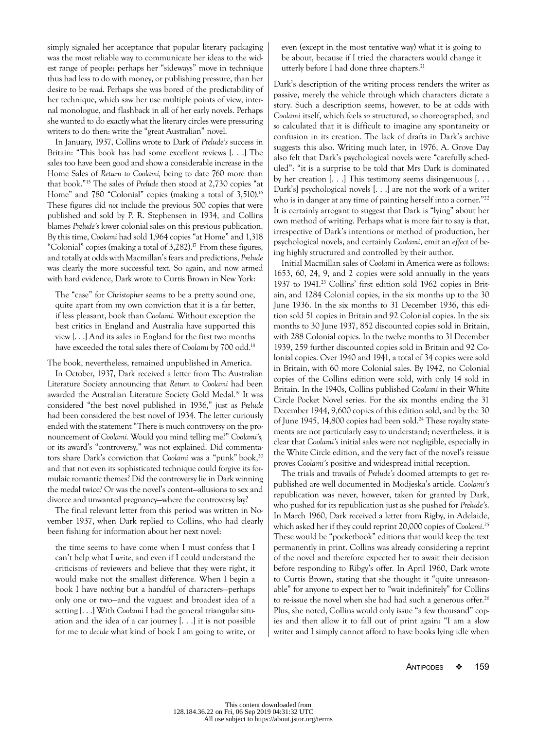simply signaled her acceptance that popular literary packaging was the most reliable way to communicate her ideas to the widest range of people: perhaps her "sideways" move in technique thus had less to do with money, or publishing pressure, than her desire to be *read*. Perhaps she was bored of the predictability of her technique, which saw her use multiple points of view, internal monologue, and flashback in all of her early novels. Perhaps she wanted to do exactly what the literary circles were pressuring writers to do then: write the "great Australian" novel.

In January, 1937, Collins wrote to Dark of *Prelude's* success in Britain: "This book has had some excellent reviews [. . .] The sales too have been good and show a considerable increase in the Home Sales of *Return to Coolami*, being to date 760 more than that book."[15] The sales of *Prelude* then stood at 2,730 copies "at Home" and 780 "Colonial" copies (making a total of 3,510).[16] These figures did *not* include the previous 500 copies that were published and sold by P. R. Stephensen in 1934, and Collins blames *Prelude's* lower colonial sales on this previous publication. By this time, *Coolami* had sold 1,964 copies "at Home" and 1,318 "Colonial" copies (making a total of 3,282).[17] From these figures, and totally at odds with Macmillan's fears and predictions, *Prelude* was clearly the more successful text. So again, and now armed with hard evidence, Dark wrote to Curtis Brown in New York:

> The "case" for *Christopher* seems to be a pretty sound one, quite apart from my own conviction that it is a far better, if less pleasant, book than *Coolami.* Without exception the best critics in England and Australia have supported this view [. . .] And its sales in England for the first two months have exceeded the total sales there of *Coolami* by 700 odd.[18]

The book, nevertheless, remained unpublished in America.

In October, 1937, Dark received a letter from The Australian Literature Society announcing that *Return to Coolami* had been awarded the Australian Literature Society Gold Medal.[19] It was considered "the best novel published in 1936," just as *Prelude* had been considered the best novel of 1934. The letter curiously ended with the statement "There is much controversy on the pronouncement of *Coolami.* Would you mind telling me?" *Coolami's*, or its award's "controversy," was not explained. Did commentators share Dark's conviction that *Coolami* was a "punk" book,[20] and that not even its sophisticated technique could forgive its formulaic romantic themes? Did the controversy lie in Dark winning the medal twice? Or was the novel's content—allusions to sex and divorce and unwanted pregnancy—where the controversy lay?

The final relevant letter from this period was written in November 1937, when Dark replied to Collins, who had clearly been fishing for information about her next novel:

> the time seems to have come when I must confess that I can't help what I *write*, and even if I could understand the criticisms of reviewers and believe that they were right, it would make not the smallest difference. When I begin a book I have *nothing* but a handful of characters—perhaps only one or two—and the vaguest and broadest idea of a setting [. . .] With *Coolami* I had the general triangular situation and the idea of a car journey [. . .] it is not possible for me to *decide* what kind of book I am going to write, or even (except in the most tentative way) what it is going to be about, because if I tried the characters would change it utterly before I had done three chapters.[21]

Dark's description of the writing process renders the writer as passive, merely the vehicle through which characters dictate a story. Such a description seems, however, to be at odds with *Coolami* itself, which feels *so* structured, *so* choreographed, and *so* calculated that it is difficult to imagine any spontaneity or confusion in its creation. The lack of drafts in Dark's archive suggests this also. Writing much later, in 1976, A. Grove Day also felt that Dark's psychological novels were "carefully scheduled": "it is a surprise to be told that Mrs Dark is dominated by her creation [. . .] This testimony seems disingenuous [. . . Dark's] psychological novels [. . .] are not the work of a writer who is in danger at any time of painting herself into a corner."[22] It is certainly arrogant to suggest that Dark is "lying" about her own method of writing. Perhaps what is more fair to say is that, irrespective of Dark's intentions or method of production, her psychological novels, and certainly *Coolami*, emit an *effect* of being highly structured and controlled by their author.

Initial Macmillan sales of *Coolami* in America were as follows: 1653, 60, 24, 9, and 2 copies were sold annually in the years 1937 to 1941.[23] Collins' first edition sold 1962 copies in Britain, and 1284 Colonial copies, in the six months up to the 30 June 1936. In the six months to 31 December 1936, this edition sold 51 copies in Britain and 92 Colonial copies. In the six months to 30 June 1937, 852 discounted copies sold in Britain, with 288 Colonial copies. In the twelve months to 31 December 1939, 259 further discounted copies sold in Britain and 92 Colonial copies. Over 1940 and 1941, a total of 34 copies were sold in Britain, with 60 more Colonial sales. By 1942, no Colonial copies of the Collins edition were sold, with only 14 sold in Britain. In the 1940s, Collins published *Coolami* in their White Circle Pocket Novel series. For the six months ending the 31 December 1944, 9,600 copies of this edition sold, and by the 30 of June 1945, 14,800 copies had been sold.[24] These royalty statements are not particularly easy to understand; nevertheless, it is clear that *Coolami's* initial sales were not negligible, especially in the White Circle edition, and the very fact of the novel's reissue proves *Coolami's* positive and widespread initial reception.

The trials and travails of *Prelude's* doomed attempts to get republished are well documented in Modjeska's article. *Coolami's* republication was never, however, taken for granted by Dark, who pushed for its republication just as she pushed for *Prelude's*. In March 1960, Dark received a letter from Rigby, in Adelaide, which asked her if they could reprint 20,000 copies of *Coolami*.[25] These would be "pocketbook" editions that would keep the text permanently in print. Collins was already considering a reprint of the novel and therefore expected her to await their decision before responding to Ribgy's offer. In April 1960, Dark wrote to Curtis Brown, stating that she thought it "quite unreasonable" for anyone to expect her to "wait indefinitely" for Collins to re-issue the novel when she had had such a generous offer.[26] Plus, she noted, Collins would only issue "a few thousand" copies and then allow it to fall out of print again: "I am a slow writer and I simply cannot afford to have books lying idle when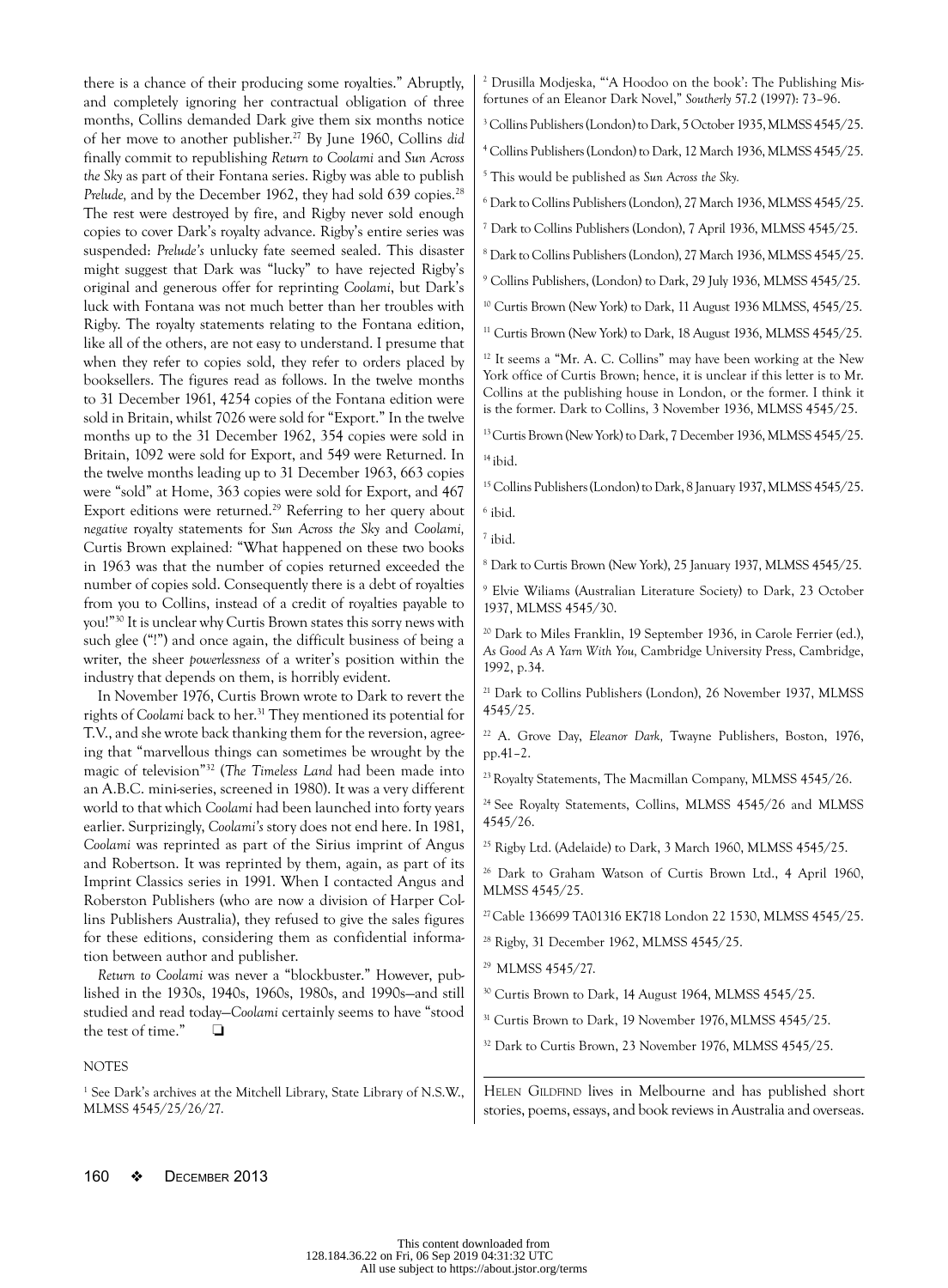there is a chance of their producing some royalties." Abruptly, and completely ignoring her contractual obligation of three months, Collins demanded Dark give them six months notice of her move to another publisher.[27] By June 1960, Collins *did* finally commit to republishing *Return to Coolami* and *Sun Across the Sky* as part of their Fontana series. Rigby was able to publish *Prelude,* and by the December 1962, they had sold 639 copies.[28] The rest were destroyed by fire, and Rigby never sold enough copies to cover Dark's royalty advance. Rigby's entire series was suspended: *Prelude's* unlucky fate seemed sealed. This disaster might suggest that Dark was "lucky" to have rejected Rigby's original and generous offer for reprinting *Coolami*, but Dark's luck with Fontana was not much better than her troubles with Rigby. The royalty statements relating to the Fontana edition, like all of the others, are not easy to understand. I presume that when they refer to copies sold, they refer to orders placed by booksellers. The figures read as follows. In the twelve months to 31 December 1961, 4254 copies of the Fontana edition were sold in Britain, whilst 7026 were sold for "Export." In the twelve months up to the 31 December 1962, 354 copies were sold in Britain, 1092 were sold for Export, and 549 were Returned. In the twelve months leading up to 31 December 1963, 663 copies were "sold" at Home, 363 copies were sold for Export, and 467 Export editions were returned.[29] Referring to her query about *negative* royalty statements for *Sun Across the Sky* and *Coolami,* Curtis Brown explained: "What happened on these two books in 1963 was that the number of copies returned exceeded the number of copies sold. Consequently there is a debt of royalties from you to Collins, instead of a credit of royalties payable to you!"[30] It is unclear why Curtis Brown states this sorry news with such glee ("!") and once again, the difficult business of being a writer, the sheer *powerlessness* of a writer's position within the industry that depends on them, is horribly evident.

In November 1976, Curtis Brown wrote to Dark to revert the rights of *Coolami* back to her.[31] They mentioned its potential for T.V., and she wrote back thanking them for the reversion, agreeing that "marvellous things can sometimes be wrought by the magic of television"[32] (*The Timeless Land* had been made into an A.B.C. mini-series, screened in 1980). It was a very different world to that which *Coolami* had been launched into forty years earlier. Surprizingly, *Coolami's* story does not end here. In 1981, *Coolami* was reprinted as part of the Sirius imprint of Angus and Robertson. It was reprinted by them, again, as part of its Imprint Classics series in 1991. When I contacted Angus and Roberston Publishers (who are now a division of Harper Collins Publishers Australia), they refused to give the sales figures for these editions, considering them as confidential information between author and publisher.

*Return to Coolami* was never a "blockbuster." However, published in the 1930s, 1940s, 1960s, 1980s, and 1990s—and still studied and read today—*Coolami* certainly seems to have "stood the test of time." ❑

NOTES

[1] See Dark's archives at the Mitchell Library, State Library of N.S.W., MLMSS 4545/25/26/27.

[2] Drusilla Modjeska, "'A Hoodoo on the book': The Publishing Misfortunes of an Eleanor Dark Novel," *Southerly* 57.2 (1997): 73–96.

[3] Collins Publishers (London) to Dark, 5 October 1935, MLMSS 4545/25.

[4] Collins Publishers (London) to Dark, 12 March 1936, MLMSS 4545/25.

[5] This would be published as *Sun Across the Sky.*

[6] Dark to Collins Publishers (London), 27 March 1936, MLMSS 4545/25.

[7] Dark to Collins Publishers (London), 7 April 1936, MLMSS 4545/25.

[8] Dark to Collins Publishers (London), 27 March 1936, MLMSS 4545/25.

[9] Collins Publishers, (London) to Dark, 29 July 1936, MLMSS 4545/25.

[10] Curtis Brown (New York) to Dark, 11 August 1936 MLMSS, 4545/25.

[11] Curtis Brown (New York) to Dark, 18 August 1936, MLMSS 4545/25.

[12] It seems a "Mr. A. C. Collins" may have been working at the New York office of Curtis Brown; hence, it is unclear if this letter is to Mr. Collins at the publishing house in London, or the former. I think it is the former. Dark to Collins, 3 November 1936, MLMSS 4545/25.

[13] Curtis Brown (New York) to Dark, 7 December 1936, MLMSS 4545/25.

[14] ibid.

[15] Collins Publishers (London) to Dark, 8 January 1937, MLMSS 4545/25.

[6] ibid.

[7] ibid.

[8] Dark to Curtis Brown (New York), 25 January 1937, MLMSS 4545/25.

[9] Elvie Wiliams (Australian Literature Society) to Dark, 23 October 1937, MLMSS 4545/30.

[20] Dark to Miles Franklin, 19 September 1936, in Carole Ferrier (ed.), *As Good As A Yarn With You,* Cambridge University Press, Cambridge, 1992, p.34.

[21] Dark to Collins Publishers (London), 26 November 1937, MLMSS 4545/25.

[22] A. Grove Day, *Eleanor Dark,* Twayne Publishers, Boston, 1976, pp.41–2.

[23] Royalty Statements, The Macmillan Company, MLMSS 4545/26.

[24] See Royalty Statements, Collins, MLMSS 4545/26 and MLMSS 4545/26.

[25] Rigby Ltd. (Adelaide) to Dark, 3 March 1960, MLMSS 4545/25.

[26] Dark to Graham Watson of Curtis Brown Ltd., 4 April 1960, MLMSS 4545/25.

[27] Cable 136699 TA01316 EK718 London 22 1530, MLMSS 4545/25.

[28] Rigby, 31 December 1962, MLMSS 4545/25.

[29] MLMSS 4545/27.

[30] Curtis Brown to Dark, 14 August 1964, MLMSS 4545/25.

[31] Curtis Brown to Dark, 19 November 1976, MLMSS 4545/25.

[32] Dark to Curtis Brown, 23 November 1976, MLMSS 4545/25.

HELEN GILDFIND lives in Melbourne and has published short stories, poems, essays, and book reviews in Australia and overseas.